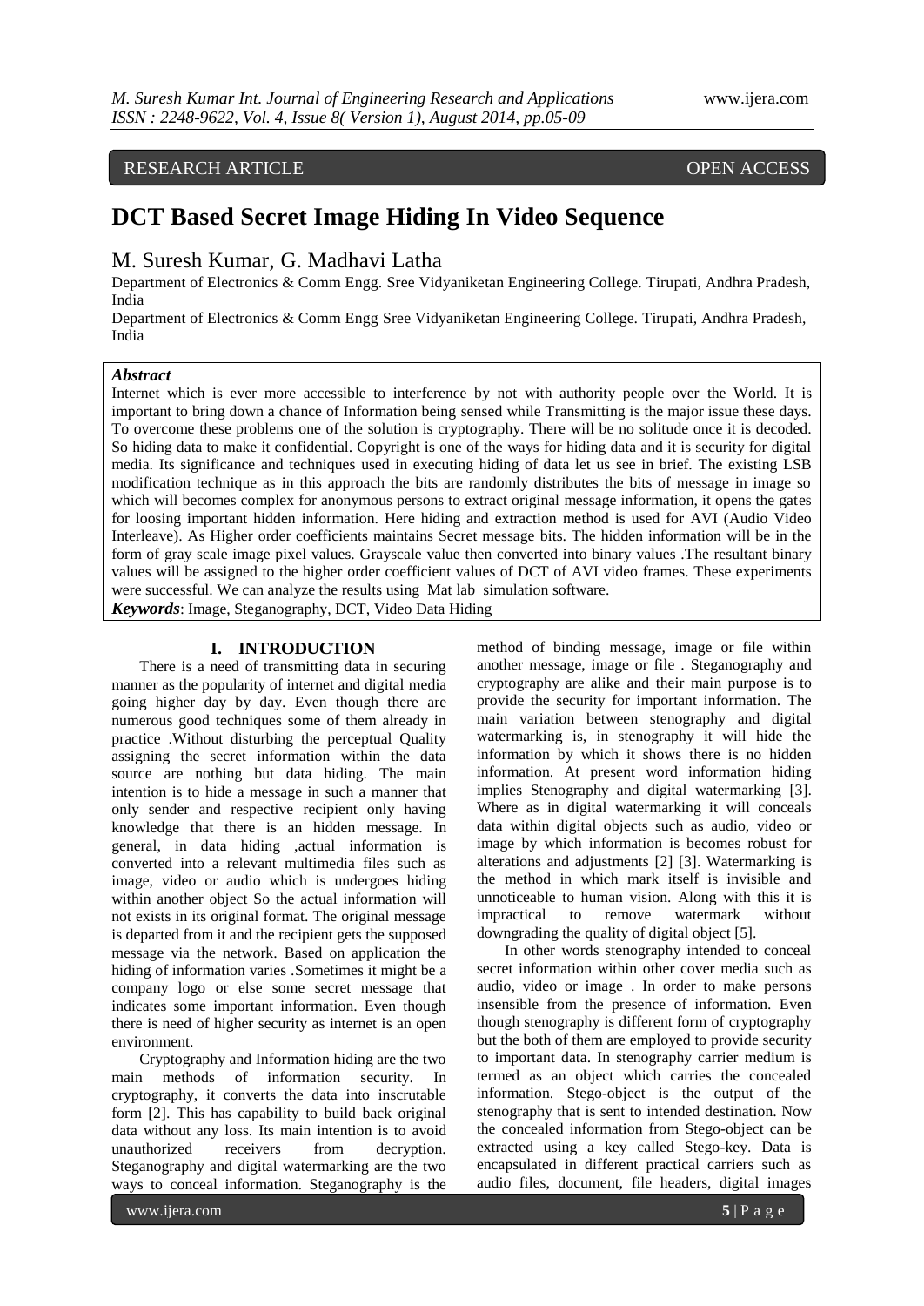RESEARCH ARTICLE OPEN ACCESS

# DCT Based Secret Image Hiding In Video Sequence

M. Suresh Kumar, G. Madhavi Latha

Department of Electronics & Comm Engg. Sree Vidyaniketan Engineering College. Tirupati, Andhra Pradesh, India

Department of Electronics & Comm Engg Sree Vidyaniketan Engineering College. Tirupati, Andhra Pradesh, India

***Abstract***

Internet which is ever more accessible to interference by not with authority people over the World. It is important to bring down a chance of Information being sensed while Transmitting is the major issue these days. To overcome these problems one of the solution is cryptography. There will be no solitude once it is decoded. So hiding data to make it confidential. Copyright is one of the ways for hiding data and it is security for digital media. Its significance and techniques used in executing hiding of data let us see in brief. The existing LSB modification technique as in this approach the bits are randomly distributes the bits of message in image so which will becomes complex for anonymous persons to extract original message information, it opens the gates for loosing important hidden information. Here hiding and extraction method is used for AVI (Audio Video Interleave). As Higher order coefficients maintains Secret message bits. The hidden information will be in the form of gray scale image pixel values. Grayscale value then converted into binary values .The resultant binary values will be assigned to the higher order coefficient values of DCT of AVI video frames. These experiments were successful. We can analyze the results using Mat lab simulation software.

***Keywords***: Image, Steganography, DCT, Video Data Hiding

## I. INTRODUCTION

There is a need of transmitting data in securing manner as the popularity of internet and digital media going higher day by day. Even though there are numerous good techniques some of them already in practice .Without disturbing the perceptual Quality assigning the secret information within the data source are nothing but data hiding. The main intention is to hide a message in such a manner that only sender and respective recipient only having knowledge that there is an hidden message. In general, in data hiding ,actual information is converted into a relevant multimedia files such as image, video or audio which is undergoes hiding within another object So the actual information will not exists in its original format. The original message is departed from it and the recipient gets the supposed message via the network. Based on application the hiding of information varies .Sometimes it might be a company logo or else some secret message that indicates some important information. Even though there is need of higher security as internet is an open environment.

Cryptography and Information hiding are the two main methods of information security. In cryptography, it converts the data into inscrutable form [2]. This has capability to build back original data without any loss. Its main intention is to avoid unauthorized receivers from decryption. Steganography and digital watermarking are the two ways to conceal information. Steganography is the method of binding message, image or file within another message, image or file . Steganography and cryptography are alike and their main purpose is to provide the security for important information. The main variation between stenography and digital watermarking is, in stenography it will hide the information by which it shows there is no hidden information. At present word information hiding implies Stenography and digital watermarking [3]. Where as in digital watermarking it will conceals data within digital objects such as audio, video or image by which information is becomes robust for alterations and adjustments [2] [3]. Watermarking is the method in which mark itself is invisible and unnoticeable to human vision. Along with this it is impractical to remove watermark without downgrading the quality of digital object [5].

In other words stenography intended to conceal secret information within other cover media such as audio, video or image . In order to make persons insensible from the presence of information. Even though stenography is different form of cryptography but the both of them are employed to provide security to important data. In stenography carrier medium is termed as an object which carries the concealed information. Stego-object is the output of the stenography that is sent to intended destination. Now the concealed information from Stego-object can be extracted using a key called Stego-key. Data is encapsulated in different practical carriers such as audio files, document, file headers, digital images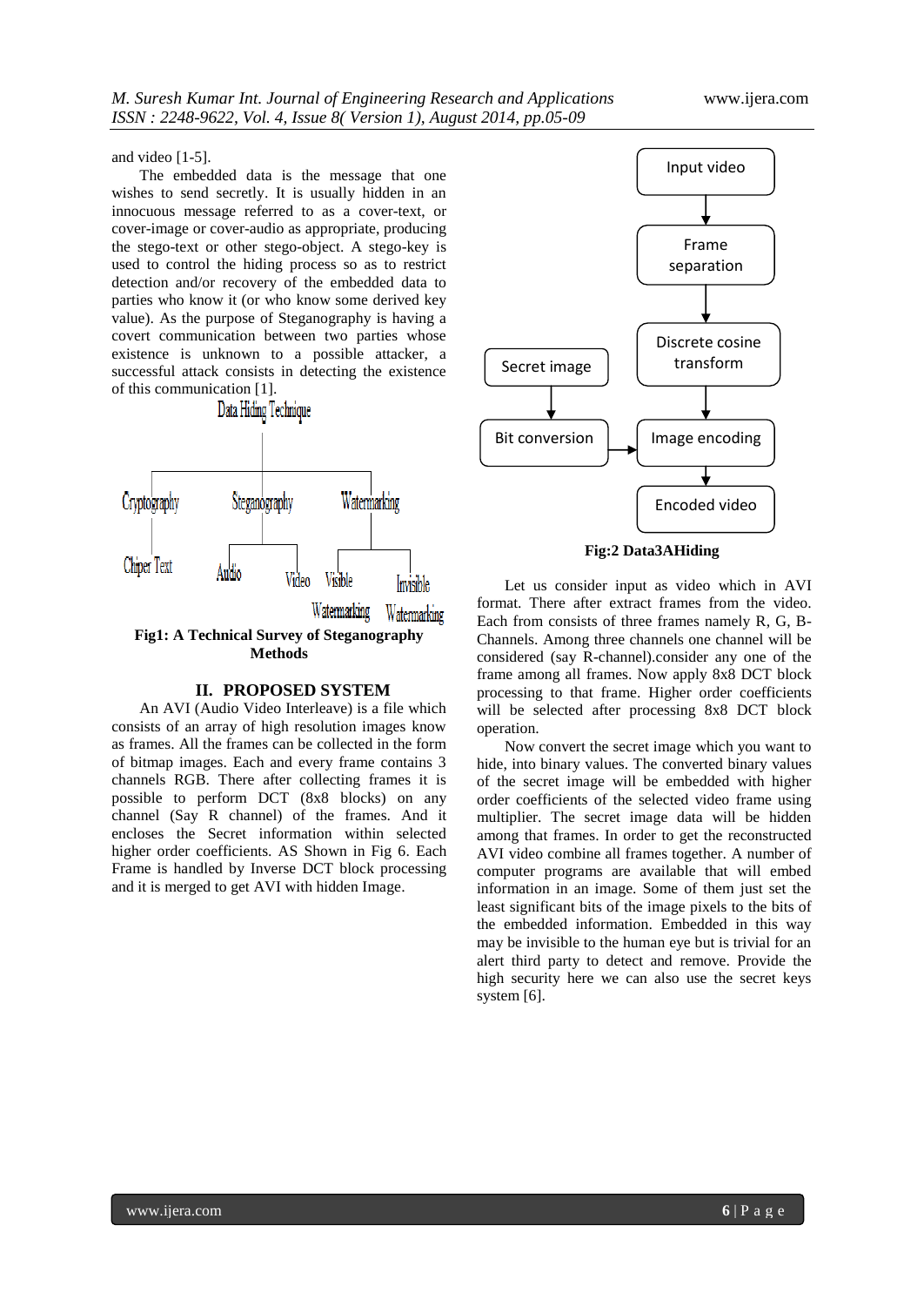and video [1-5].

The embedded data is the message that one wishes to send secretly. It is usually hidden in an innocuous message referred to as a cover-text, or cover-image or cover-audio as appropriate, producing the stego-text or other stego-object. A stego-key is used to control the hiding process so as to restrict detection and/or recovery of the embedded data to parties who know it (or who know some derived key value). As the purpose of Steganography is having a covert communication between two parties whose existence is unknown to a possible attacker, a successful attack consists in detecting the existence of this communication [1].

Data Hiding Technique

Cryptography — Chiper Text

Steganography — Audio, Video

Watermarking — Visible Watermarking, Invisible Watermarking

**Fig1: A Technical Survey of Steganography Methods**

## II. PROPOSED SYSTEM

An AVI (Audio Video Interleave) is a file which consists of an array of high resolution images know as frames. All the frames can be collected in the form of bitmap images. Each and every frame contains 3 channels RGB. There after collecting frames it is possible to perform DCT (8x8 blocks) on any channel (Say R channel) of the frames. And it encloses the Secret information within selected higher order coefficients. AS Shown in Fig 6. Each Frame is handled by Inverse DCT block processing and it is merged to get AVI with hidden Image.

Input video → Frame separation → Discrete cosine transform → Image encoding → Encoded video

Secret image → Bit conversion → Image encoding

**Fig:2 Data3AHiding**

Let us consider input as video which in AVI format. There after extract frames from the video. Each from consists of three frames namely R, G, B-Channels. Among three channels one channel will be considered (say R-channel).consider any one of the frame among all frames. Now apply 8x8 DCT block processing to that frame. Higher order coefficients will be selected after processing 8x8 DCT block operation.

Now convert the secret image which you want to hide, into binary values. The converted binary values of the secret image will be embedded with higher order coefficients of the selected video frame using multiplier. The secret image data will be hidden among that frames. In order to get the reconstructed AVI video combine all frames together. A number of computer programs are available that will embed information in an image. Some of them just set the least significant bits of the image pixels to the bits of the embedded information. Embedded in this way may be invisible to the human eye but is trivial for an alert third party to detect and remove. Provide the high security here we can also use the secret keys system [6].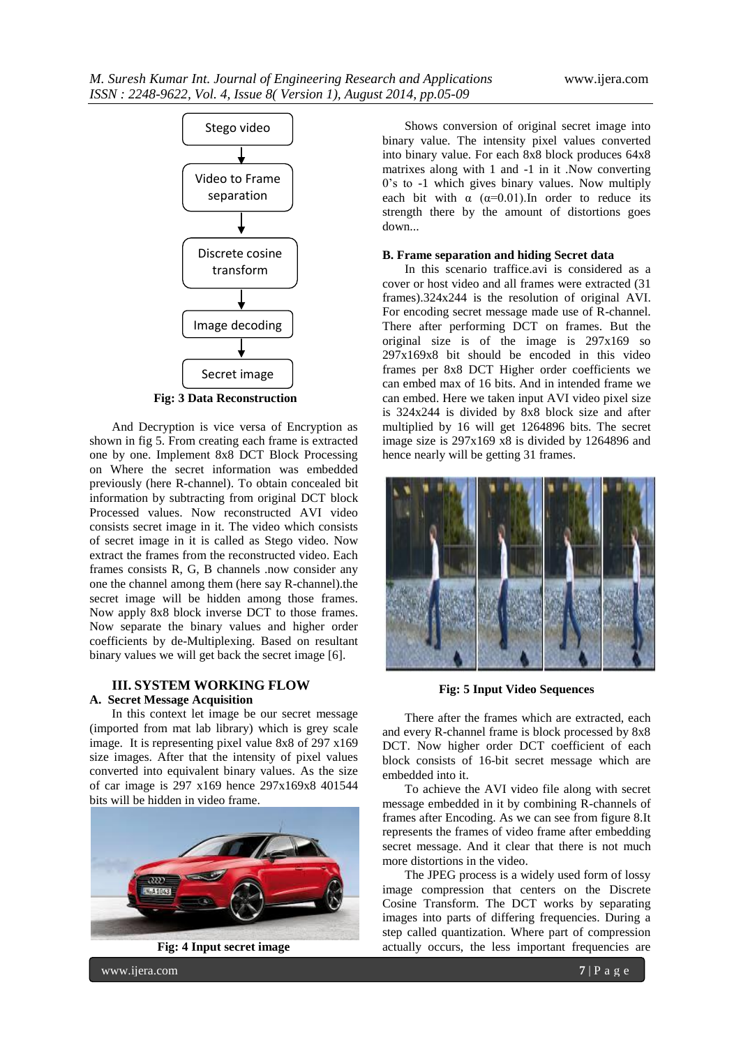Stego video

Video to Frame separation

Discrete cosine transform

Image decoding

Secret image

**Fig: 3 Data Reconstruction**

And Decryption is vice versa of Encryption as shown in fig 5. From creating each frame is extracted one by one. Implement 8x8 DCT Block Processing on Where the secret information was embedded previously (here R-channel). To obtain concealed bit information by subtracting from original DCT block Processed values. Now reconstructed AVI video consists secret image in it. The video which consists of secret image in it is called as Stego video. Now extract the frames from the reconstructed video. Each frames consists R, G, B channels .now consider any one the channel among them (here say R-channel).the secret image will be hidden among those frames. Now apply 8x8 block inverse DCT to those frames. Now separate the binary values and higher order coefficients by de-Multiplexing. Based on resultant binary values we will get back the secret image [6].

## III. SYSTEM WORKING FLOW

### A. Secret Message Acquisition

In this context let image be our secret message (imported from mat lab library) which is grey scale image. It is representing pixel value 8x8 of 297 x169 size images. After that the intensity of pixel values converted into equivalent binary values. As the size of car image is 297 x169 hence 297x169x8 401544 bits will be hidden in video frame.

**Fig: 4 Input secret image**

Shows conversion of original secret image into binary value. The intensity pixel values converted into binary value. For each 8x8 block produces 64x8 matrixes along with 1 and -1 in it .Now converting 0's to -1 which gives binary values. Now multiply each bit with $\alpha$ ($\alpha$=0.01).In order to reduce its strength there by the amount of distortions goes down...

### B. Frame separation and hiding Secret data

In this scenario traffice.avi is considered as a cover or host video and all frames were extracted (31 frames).324x244 is the resolution of original AVI. For encoding secret message made use of R-channel. There after performing DCT on frames. But the original size is of the image is 297x169 so 297x169x8 bit should be encoded in this video frames per 8x8 DCT Higher order coefficients we can embed max of 16 bits. And in intended frame we can embed. Here we taken input AVI video pixel size is 324x244 is divided by 8x8 block size and after multiplied by 16 will get 1264896 bits. The secret image size is 297x169 x8 is divided by 1264896 and hence nearly will be getting 31 frames.

**Fig: 5 Input Video Sequences**

There after the frames which are extracted, each and every R-channel frame is block processed by 8x8 DCT. Now higher order DCT coefficient of each block consists of 16-bit secret message which are embedded into it.

To achieve the AVI video file along with secret message embedded in it by combining R-channels of frames after Encoding. As we can see from figure 8.It represents the frames of video frame after embedding secret message. And it clear that there is not much more distortions in the video.

The JPEG process is a widely used form of lossy image compression that centers on the Discrete Cosine Transform. The DCT works by separating images into parts of differing frequencies. During a step called quantization. Where part of compression actually occurs, the less important frequencies are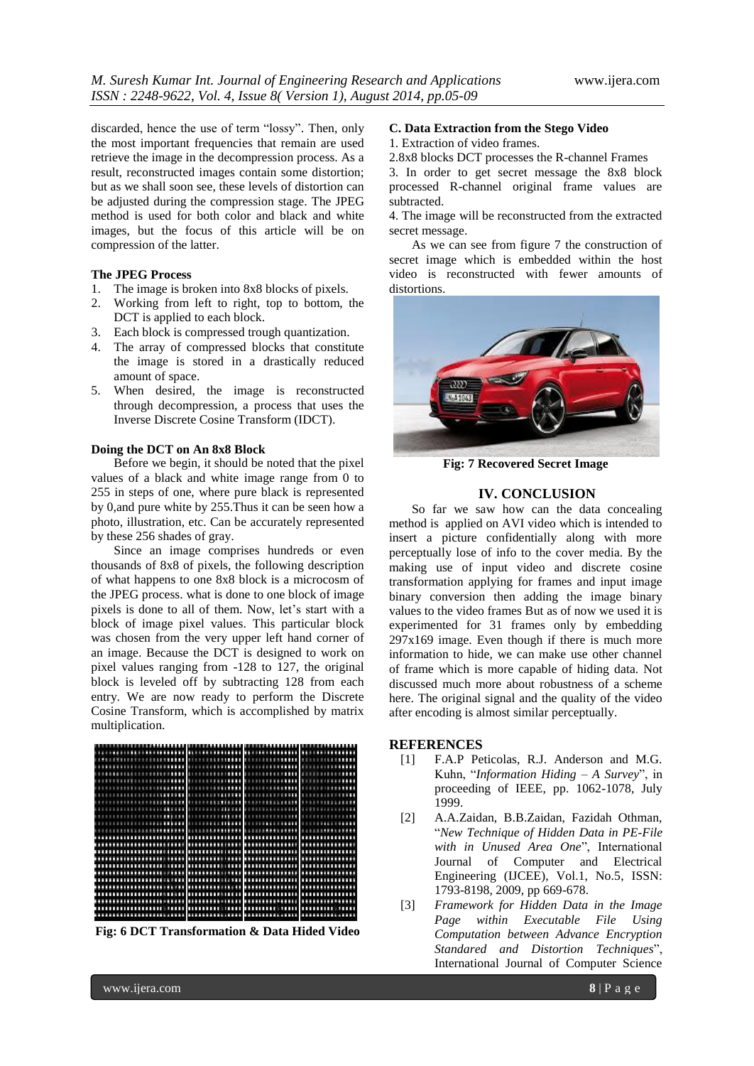discarded, hence the use of term "lossy". Then, only the most important frequencies that remain are used retrieve the image in the decompression process. As a result, reconstructed images contain some distortion; but as we shall soon see, these levels of distortion can be adjusted during the compression stage. The JPEG method is used for both color and black and white images, but the focus of this article will be on compression of the latter.

**The JPEG Process**

1. The image is broken into 8x8 blocks of pixels.
2. Working from left to right, top to bottom, the DCT is applied to each block.
3. Each block is compressed trough quantization.
4. The array of compressed blocks that constitute the image is stored in a drastically reduced amount of space.
5. When desired, the image is reconstructed through decompression, a process that uses the Inverse Discrete Cosine Transform (IDCT).

**Doing the DCT on An 8x8 Block**

Before we begin, it should be noted that the pixel values of a black and white image range from 0 to 255 in steps of one, where pure black is represented by 0,and pure white by 255.Thus it can be seen how a photo, illustration, etc. Can be accurately represented by these 256 shades of gray.

Since an image comprises hundreds or even thousands of 8x8 of pixels, the following description of what happens to one 8x8 block is a microcosm of the JPEG process. what is done to one block of image pixels is done to all of them. Now, let's start with a block of image pixel values. This particular block was chosen from the very upper left hand corner of an image. Because the DCT is designed to work on pixel values ranging from -128 to 127, the original block is leveled off by subtracting 128 from each entry. We are now ready to perform the Discrete Cosine Transform, which is accomplished by matrix multiplication.

**Fig: 6 DCT Transformation & Data Hided Video**

**C. Data Extraction from the Stego Video**

1. Extraction of video frames.
2. 8x8 blocks DCT processes the R-channel Frames
3. In order to get secret message the 8x8 block processed R-channel original frame values are subtracted.
4. The image will be reconstructed from the extracted secret message.

As we can see from figure 7 the construction of secret image which is embedded within the host video is reconstructed with fewer amounts of distortions.

**Fig: 7 Recovered Secret Image**

## IV. CONCLUSION

So far we saw how can the data concealing method is applied on AVI video which is intended to insert a picture confidentially along with more perceptually lose of info to the cover media. By the making use of input video and discrete cosine transformation applying for frames and input image binary conversion then adding the image binary values to the video frames But as of now we used it is experimented for 31 frames only by embedding 297x169 image. Even though if there is much more information to hide, we can make use other channel of frame which is more capable of hiding data. Not discussed much more about robustness of a scheme here. The original signal and the quality of the video after encoding is almost similar perceptually.

## REFERENCES

[1] F.A.P Peticolas, R.J. Anderson and M.G. Kuhn, "*Information Hiding – A Survey*", in proceeding of IEEE, pp. 1062-1078, July 1999.

[2] A.A.Zaidan, B.B.Zaidan, Fazidah Othman, "*New Technique of Hidden Data in PE-File with in Unused Area One*", International Journal of Computer and Electrical Engineering (IJCEE), Vol.1, No.5, ISSN: 1793-8198, 2009, pp 669-678.

[3] *Framework for Hidden Data in the Image Page within Executable File Using Computation between Advance Encryption Standared and Distortion Techniques*", International Journal of Computer Science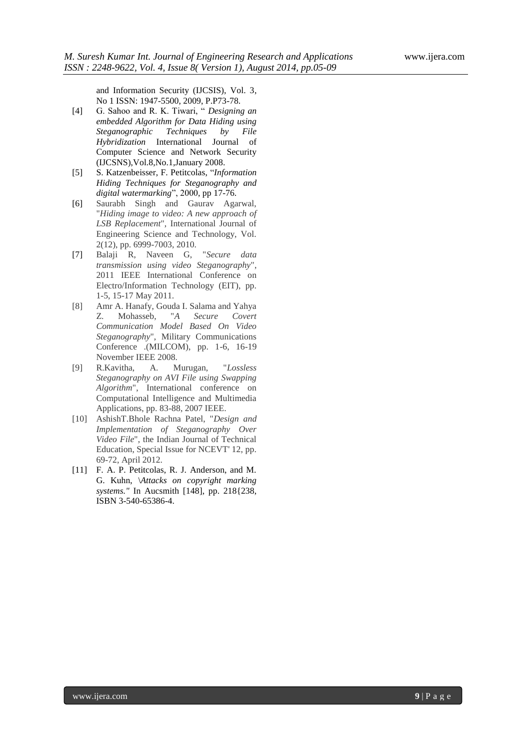and Information Security (IJCSIS), Vol. 3, No 1 ISSN: 1947-5500, 2009, P.P73-78.

[4] G. Sahoo and R. K. Tiwari, " *Designing an embedded Algorithm for Data Hiding using Steganographic Techniques by File Hybridization* International Journal of Computer Science and Network Security (IJCSNS),Vol.8,No.1,January 2008.

[5] S. Katzenbeisser, F. Petitcolas, "*Information Hiding Techniques for Steganography and digital watermarking*", 2000, pp 17-76.

[6] Saurabh Singh and Gaurav Agarwal, "*Hiding image to video: A new approach of LSB Replacement*", International Journal of Engineering Science and Technology, Vol. 2(12), pp. 6999-7003, 2010.

[7] Balaji R, Naveen G, "*Secure data transmission using video Steganography*", 2011 IEEE International Conference on Electro/Information Technology (EIT), pp. 1-5, 15-17 May 2011.

[8] Amr A. Hanafy, Gouda I. Salama and Yahya Z. Mohasseb, "*A Secure Covert Communication Model Based On Video Steganography*", Military Communications Conference .(MILCOM), pp. 1-6, 16-19 November IEEE 2008.

[9] R.Kavitha, A. Murugan, "*Lossless Steganography on AVI File using Swapping Algorithm*", International conference on Computational Intelligence and Multimedia Applications, pp. 83-88, 2007 IEEE.

[10] AshishT.Bhole Rachna Patel, "*Design and Implementation of Steganography Over Video File*", the Indian Journal of Technical Education, Special Issue for NCEVT' 12, pp. 69-72, April 2012.

[11] F. A. P. Petitcolas, R. J. Anderson, and M. G. Kuhn, *\Attacks on copyright marking systems."* In Aucsmith [148], pp. 218{238, ISBN 3-540-65386-4.